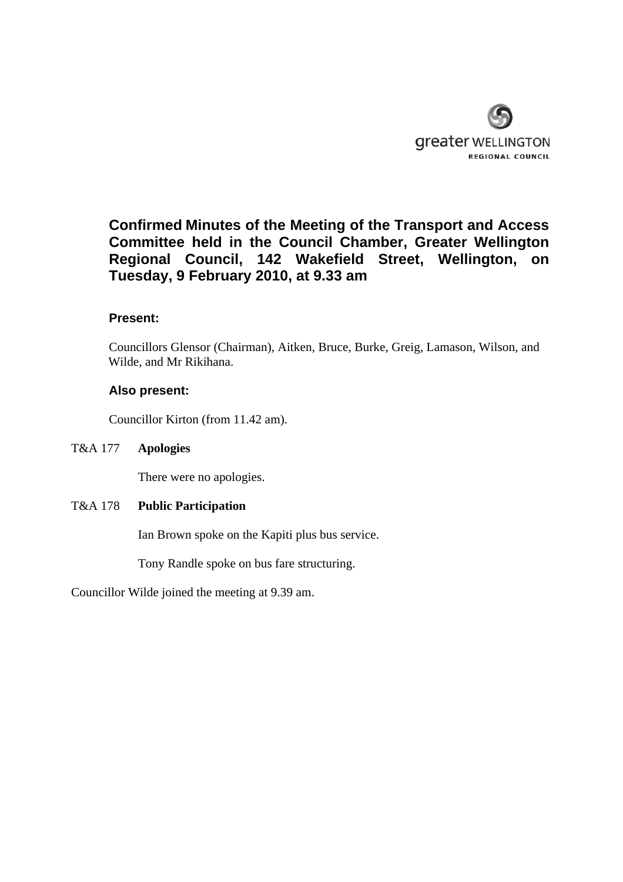greater WELLINGTON
REGIONAL COUNCIL

# Confirmed Minutes of the Meeting of the Transport and Access Committee held in the Council Chamber, Greater Wellington Regional Council, 142 Wakefield Street, Wellington, on Tuesday, 9 February 2010, at 9.33 am

## Present:

Councillors Glensor (Chairman), Aitken, Bruce, Burke, Greig, Lamason, Wilson, and Wilde, and Mr Rikihana.

## Also present:

Councillor Kirton (from 11.42 am).

T&A 177 **Apologies**

There were no apologies.

T&A 178 **Public Participation**

Ian Brown spoke on the Kapiti plus bus service.

Tony Randle spoke on bus fare structuring.

Councillor Wilde joined the meeting at 9.39 am.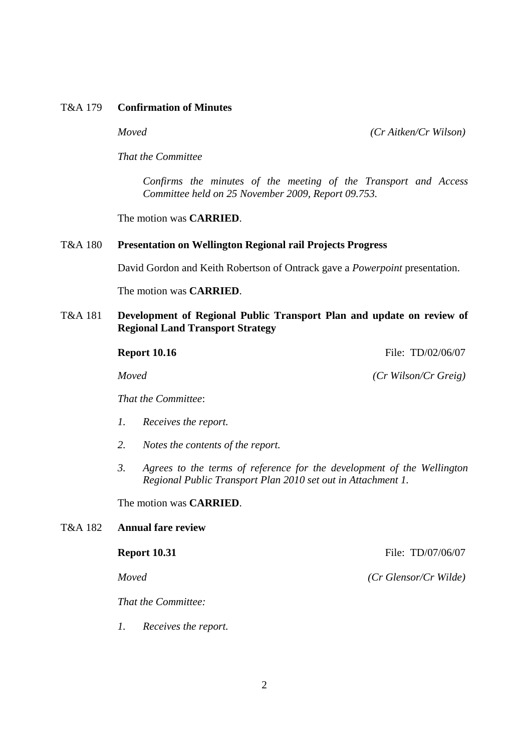T&A 179 **Confirmation of Minutes**

*Moved* *(Cr Aitken/Cr Wilson)*

*That the Committee*

*Confirms the minutes of the meeting of the Transport and Access Committee held on 25 November 2009, Report 09.753.*

The motion was **CARRIED**.

T&A 180 **Presentation on Wellington Regional rail Projects Progress**

David Gordon and Keith Robertson of Ontrack gave a *Powerpoint* presentation.

The motion was **CARRIED**.

T&A 181 **Development of Regional Public Transport Plan and update on review of Regional Land Transport Strategy**

**Report 10.16** File: TD/02/06/07

*Moved* *(Cr Wilson/Cr Greig)*

*That the Committee*:

1. *Receives the report.*
2. *Notes the contents of the report.*
3. *Agrees to the terms of reference for the development of the Wellington Regional Public Transport Plan 2010 set out in Attachment 1.*

The motion was **CARRIED**.

T&A 182 **Annual fare review**

**Report 10.31** File: TD/07/06/07

*Moved* *(Cr Glensor/Cr Wilde)*

*That the Committee:*

1. *Receives the report.*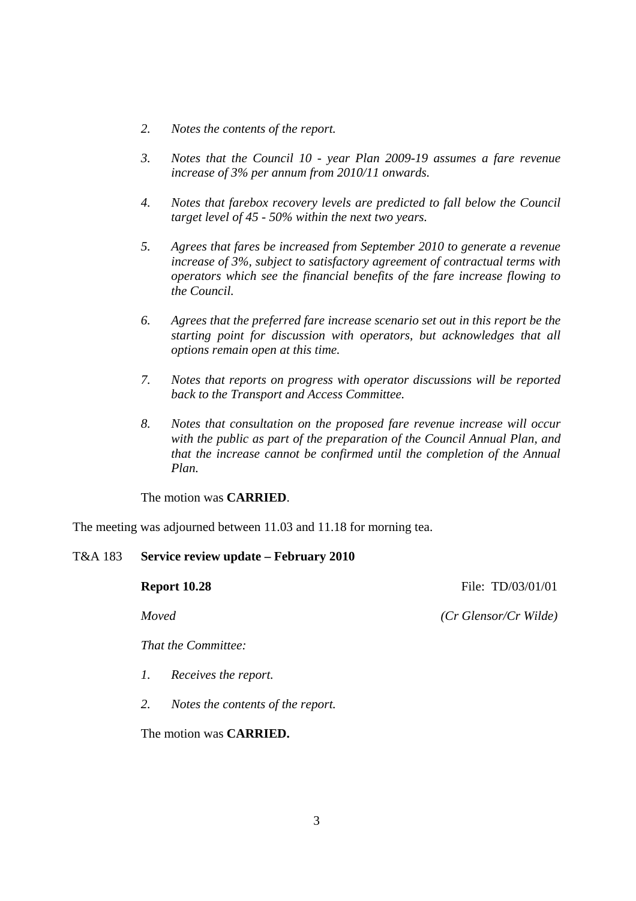2. *Notes the contents of the report.*

3. *Notes that the Council 10 - year Plan 2009-19 assumes a fare revenue increase of 3% per annum from 2010/11 onwards.*

4. *Notes that farebox recovery levels are predicted to fall below the Council target level of 45 - 50% within the next two years.*

5. *Agrees that fares be increased from September 2010 to generate a revenue increase of 3%, subject to satisfactory agreement of contractual terms with operators which see the financial benefits of the fare increase flowing to the Council.*

6. *Agrees that the preferred fare increase scenario set out in this report be the starting point for discussion with operators, but acknowledges that all options remain open at this time.*

7. *Notes that reports on progress with operator discussions will be reported back to the Transport and Access Committee.*

8. *Notes that consultation on the proposed fare revenue increase will occur with the public as part of the preparation of the Council Annual Plan, and that the increase cannot be confirmed until the completion of the Annual Plan.*

The motion was **CARRIED**.

The meeting was adjourned between 11.03 and 11.18 for morning tea.

T&A 183 **Service review update – February 2010**

**Report 10.28** File: TD/03/01/01

*Moved* *(Cr Glensor/Cr Wilde)*

*That the Committee:*

1. *Receives the report.*

2. *Notes the contents of the report.*

The motion was **CARRIED.**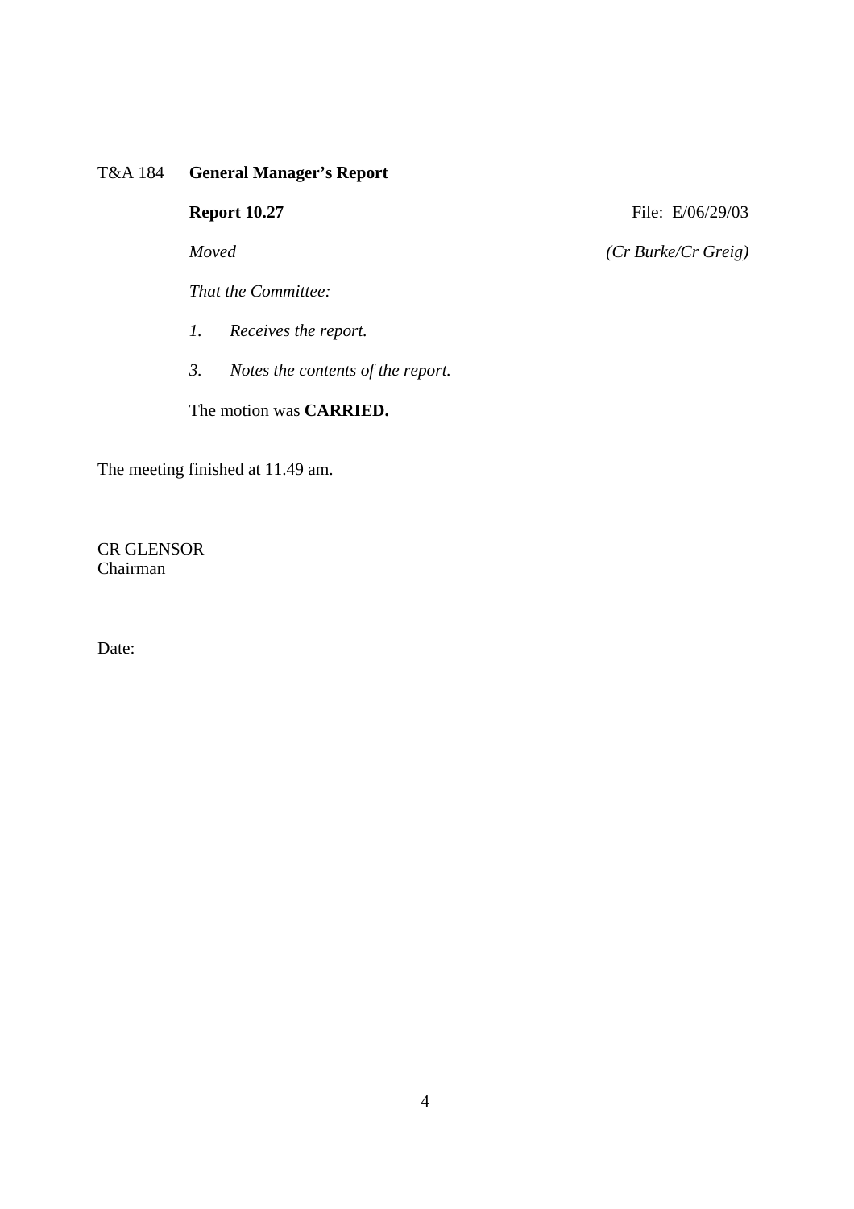T&A 184 **General Manager's Report**

**Report 10.27** File: E/06/29/03

*Moved* *(Cr Burke/Cr Greig)*

*That the Committee:*

*1. Receives the report.*

*3. Notes the contents of the report.*

The motion was **CARRIED.**

The meeting finished at 11.49 am.

CR GLENSOR
Chairman

Date: